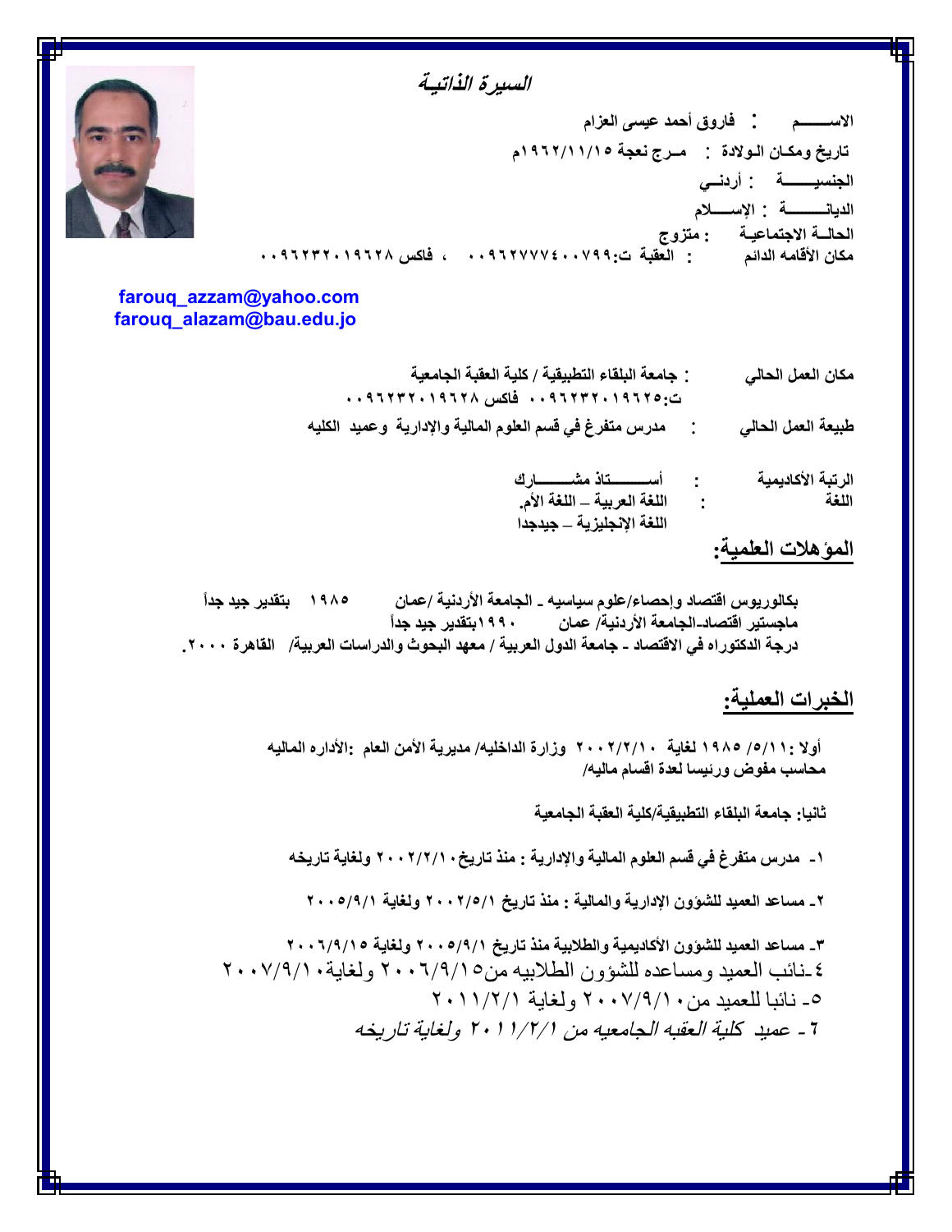# السيرة الذاتية

الاســـــم : فاروق أحمد عيسى العزام

تاريخ ومكان الـولادة : مـرج نعجة ١٩٦٢/١١/١٥م

الجنسيـــــة : أردنـــي

الديانــــــة : الإســـلام

الحالــة الاجتماعيـة : متزوج

مكان الأقامه الدائم : العقبة ت:٠٠٩٦٢٧٧٧٤٠٠٧٩٩ ، فاكس ٠٠٩٦٢٣٢٠١٩٦٢٨

farouq_azzam@yahoo.com
farouq_alazam@bau.edu.jo

مكان العمل الحالي : جامعة البلقاء التطبيقية / كلية العقبة الجامعية
ت:٠٠٩٦٢٣٢٠١٩٦٢٥ فاكس ٠٠٩٦٢٣٢٠١٩٦٢٨

طبيعة العمل الحالي : مدرس متفرغ في قسم العلوم المالية والإدارية وعميد الكليه

الرتبة الأكاديمية : أســــــتاذ مشـــــــارك

اللغة : اللغة العربية – اللغة الأم.
اللغة الإنجليزية – جيدجدا

## المؤهلات العلمية:

بكالوريوس اقتصاد وإحصاء/علوم سياسيه ـ الجامعة الأردنية /عمان ١٩٨٥ بتقدير جيد جداً

ماجستير اقتصاد-الجامعة الأردنية/ عمان ١٩٩٠بتقدير جيد جداً

درجة الدكتوراه في الاقتصاد ـ جامعة الدول العربية / معهد البحوث والدراسات العربية/ القاهرة ٢٠٠٠.

## الخبرات العملية:

أولا : ١١/٥/ ١٩٨٥ لغاية ٢٠٠٢/٢/١٠ وزارة الداخليه/ مديرية الأمن العام :الأداره الماليه
محاسب مفوض ورئيسا لعدة اقسام ماليه/

ثانيا: جامعة البلقاء التطبيقية/كلية العقبة الجامعية

١ـ مدرس متفرغ في قسم العلوم المالية والإدارية : منذ تاريخ ٢٠٠٢/٢/١٠ ولغاية تاريخه

٢ـ مساعد العميد للشؤون الإدارية والمالية : منذ تاريخ ٢٠٠٢/٥/١ ولغاية ٢٠٠٥/٩/١

٣ـ مساعد العميد للشؤون الأكاديمية والطلابية منذ تاريخ ٢٠٠٥/٩/١ ولغاية ٢٠٠٦/٩/١٥

٤ـنائب العميد ومساعده للشؤون الطلابيه من٢٠٠٦/٩/١٥ ولغاية٢٠٠٧/٩/١

٥ـ نائبا للعميد من ٢٠٠٧/٩/١ ولغاية ٢٠١١/٢/١

٦ ـ عميد *كلية العقبه الجامعيه من ٢٠١١/٢/١ ولغاية تاريخه*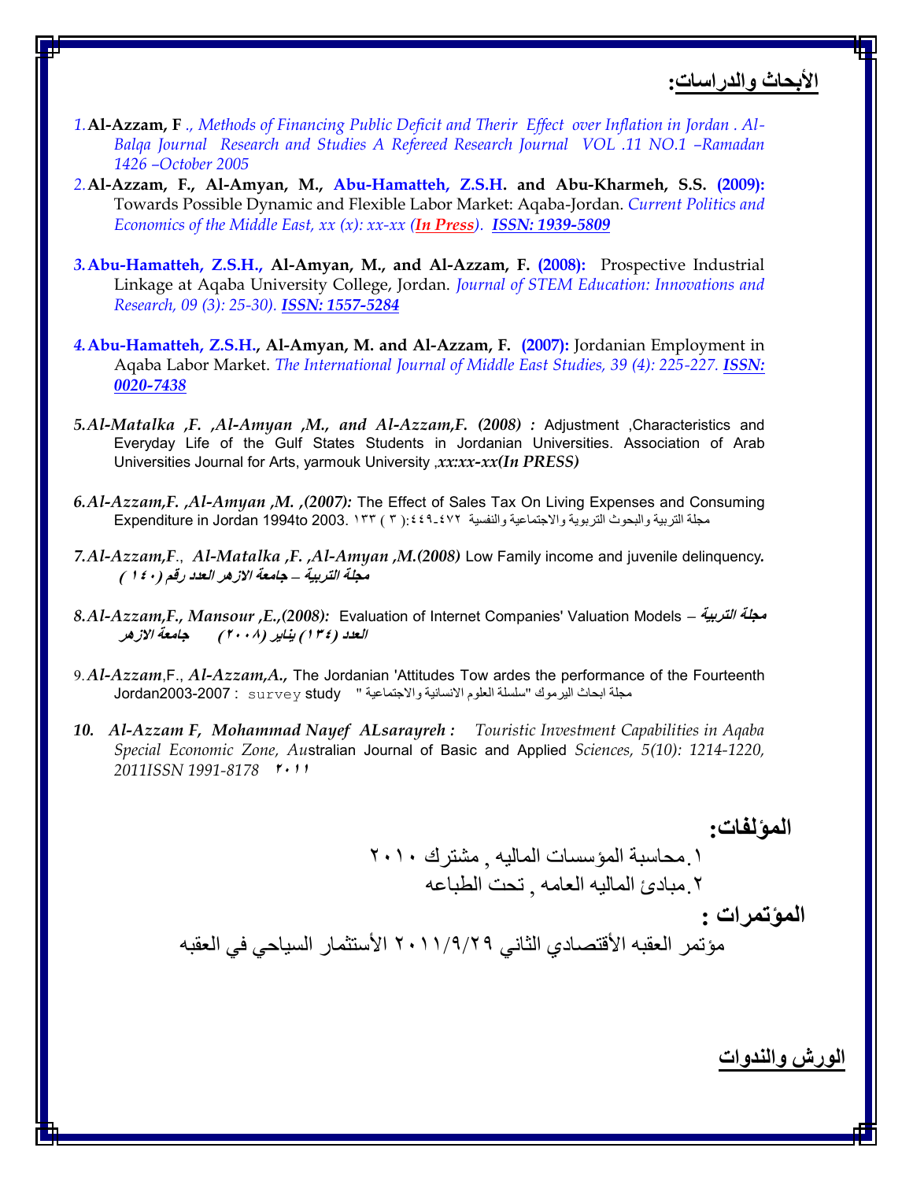## الأبحاث والدراسات:

1. **Al-Azzam, F** *., Methods of Financing Public Deficit and Therir Effect over Inflation in Jordan . Al-Balqa Journal Research and Studies A Refereed Research Journal VOL .11 NO.1 –Ramadan 1426 –October 2005*
2. **Al-Azzam, F., Al-Amyan, M., Abu-Hamatteh, Z.S.H. and Abu-Kharmeh, S.S. (2009):** Towards Possible Dynamic and Flexible Labor Market: Aqaba-Jordan. *Current Politics and Economics of the Middle East, xx (x): xx-xx (**In Press**). **ISSN: 1939-5809***

3. **Abu-Hamatteh, Z.S.H., Al-Amyan, M., and Al-Azzam, F. (2008):** Prospective Industrial Linkage at Aqaba University College, Jordan. *Journal of STEM Education: Innovations and Research, 09 (3): 25-30). **ISSN: 1557-5284***

4. **Abu-Hamatteh, Z.S.H., Al-Amyan, M. and Al-Azzam, F. (2007):** Jordanian Employment in Aqaba Labor Market. *The International Journal of Middle East Studies, 39 (4): 225-227. **ISSN: 0020-7438***

5. ***Al-Matalka ,F. ,Al-Amyan ,M., and Al-Azzam,F. (2008) :*** Adjustment ,Characteristics and Everyday Life of the Gulf States Students in Jordanian Universities. Association of Arab Universities Journal for Arts, yarmouk University ,***xx:xx-xx(In PRESS)***

6. ***Al-Azzam,F. ,Al-Amyan ,M. ,(2007):*** The Effect of Sales Tax On Living Expenses and Consuming Expenditure in Jordan 1994to 2003. مجلة التربية والبحوث التربوية والاجتماعية والنفسية ٤٤٩-٤٧٢ :( ٣ ) ١٣٣

7. ***Al-Azzam,F., Al-Matalka ,F. ,Al-Amyan ,M.(2008)*** Low Family income and juvenile delinquency. ***مجلة التربية – جامعة الازهر العدد رقم (١٤٠ )***

8. ***Al-Azzam,F., Mansour ,E.,(2008):*** Evaluation of Internet Companies' Valuation Models – ***مجلة التربية العدد (١٣٤) يناير (٢٠٠٨) جامعة الازهر***

9. ***Al-Azzam***,F., ***Al-Azzam,A.,*** The Jordanian 'Attitudes Tow ardes the performance of the Fourteenth Jordan2003-2007 : survey study " مجلة ابحاث اليرموك "سلسلة العلوم الانسانية والاجتماعية

10. ***Al-Azzam F, Mohammad Nayef ALsarayreh :*** *Touristic Investment Capabilities in Aqaba Special Economic Zone, Au*stralian Journal of Basic and Applied *Sciences, 5(10): 1214-1220, 2011ISSN 1991-8178* ٢٠١١

## المؤلفات:

١.محاسبة المؤسسات الماليه , مشترك ٢٠١٠

٢.مبادئ الماليه العامه , تحت الطباعه

## المؤتمرات :

مؤتمر العقبه الأقتصادي الثاني ٢٠١١/٩/٢٩ الأستثمار السياحي في العقبه

## الورش والندوات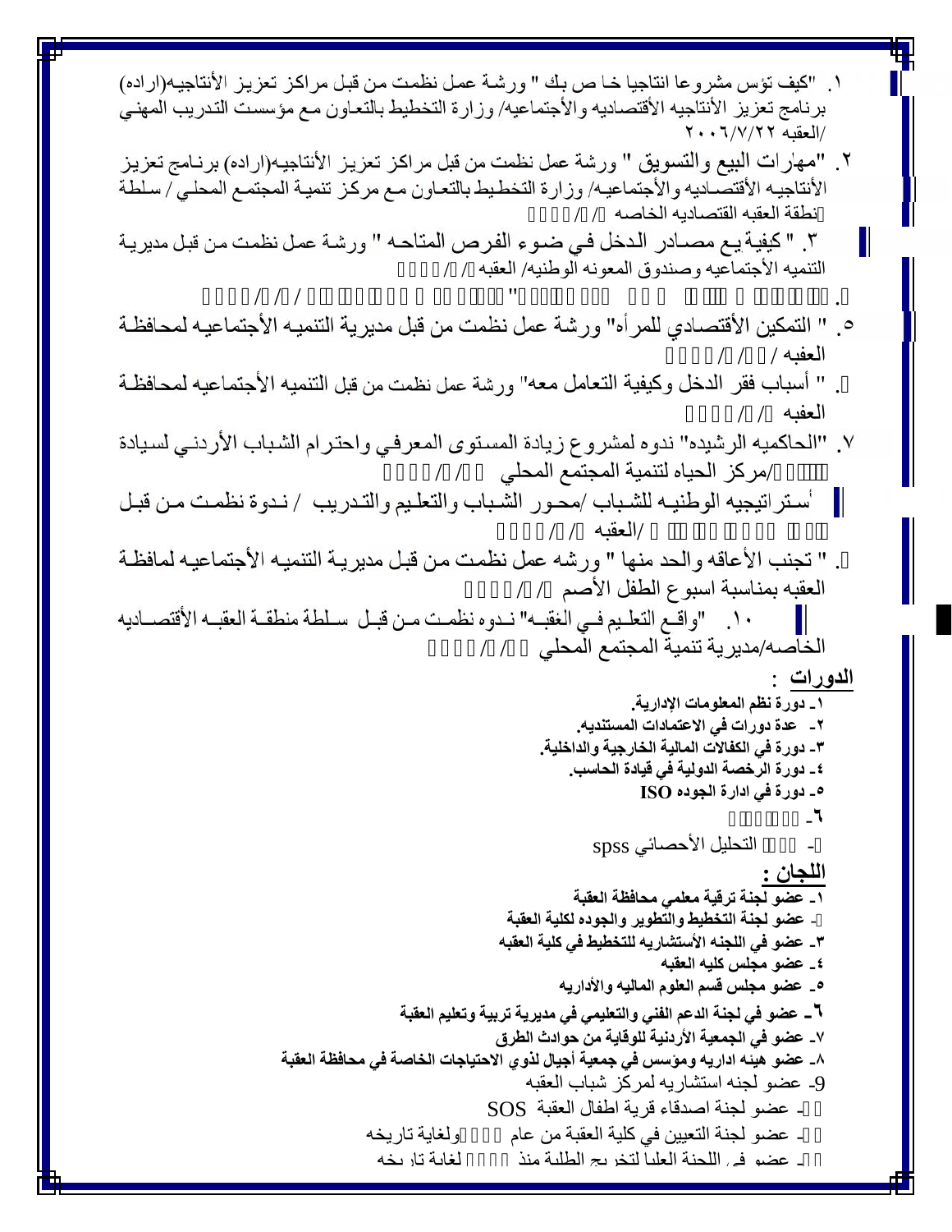١. "كيف تؤسس مشروعا انتاجيا خاص بك " ورشة عمل نظمت من قبل مراكز تعزيز الأنتاجيه(اراده) برنامج تعزيز الأنتاجيه الأقتصاديه والأجتماعيه/ وزارة التخطيط بالتعاون مع مؤسست التدريب المهني /العقبه ٢٠٠٦/٧/٢٢

٢. "مهارات البيع والتسويق " ورشة عمل نظمت من قبل مراكز تعزيز الأنتاجيه(اراده) برنامج تعزيز الأنتاجيه الأقتصاديه والأجتماعيه/ وزارة التخطيط بالتعاون مع مركز تنمية المجتمع المحلي / سلطة منطقة العقبه القتصاديه الخاصه ‎/‎/

٣. " كيفية يع مصادر الدخل في ضوء الفرص المتاحه " ورشة عمل نظمت من قبل مديرية التنميه الأجتماعيه وصندوق المعونه الوطنيه/ العقبه ‎/‎/

٤. "" / / / /

٥. " التمكين الأقتصادي للمرأه" ورشة عمل نظمت من قبل مديرية التنميه الأجتماعيه لمحافظة العقبه / / /

٦. " أسباب فقر الدخل وكيفية التعامل معه" ورشة عمل نظمت من قبل التنميه الأجتماعيه لمحافظة العقبه / /

٧. "الحاكميه الرشيده" ندوه لمشروع زيادة المستوى المعرفي واحترام الشباب الأردني لسيادة /مركز الحياه لتنمية المجتمع المحلي / / /

٨. أستراتيجيه الوطنيه للشباب /محور الشباب والتعليم والتدريب / ندوة نظمت من قبل /العقبه / / /

٩. " تجنب الأعاقه والحد منها " ورشه عمل نظمت من قبل مديرية التنميه الأجتماعيه لمافظة العقبه بمناسبة اسبوع الطفل الأصم / /

١٠. "واقع التعليم في الغقبه" ندوه نظمت من قبل سلطة منطقة العقبه الأقتصاديه الخاصه/مديرية تنمية المجتمع المحلي / / /

## الدورات :

**١- دورة نظم المعلومات الإدارية.**
**٢- عدة دورات في الاعتمادات المستنديه.**
**٣- دورة في الكفالات المالية الخارجية والداخلية.**
**٤- دورة الرخصة الدولية في قيادة الحاسب.**
**٥- دورة في ادارة الجوده ISO**
٦-
٧- التحليل الأحصائي spss

## اللجان :

**١- عضو لجنة ترقية معلمي محافظة العقبة**
**٢- عضو لجنة التخطيط والتطوير والجوده لكلية العقبة**
**٣- عضو في اللجنه الأستشاريه للتخطيط في كلية العقبه**
**٤- عضو مجلس كليه العقبه**
**٥- عضو مجلس قسم العلوم الماليه والأداريه**
**٦- عضو في لجنة الدعم الفني والتعليمي في مديرية تربية وتعليم العقبة**
**٧- عضو في الجمعية الأردنية للوقاية من حوادث الطرق**
**٨- عضو هيئه اداريه ومؤسس في جمعية أجيال لذوي الاحتياجات الخاصة في محافظة العقبة**
9- عضو لجنه استشاريه لمركز شباب العقبه
١٠- عضو لجنة اصدقاء قرية اطفال العقبة SOS
١١- عضو لجنة التعيين في كلية العقبة من عام ولغاية تاريخه
١٢- عضو في اللجنة العليا لتخريج الطلبة منذ لغاية تاريخه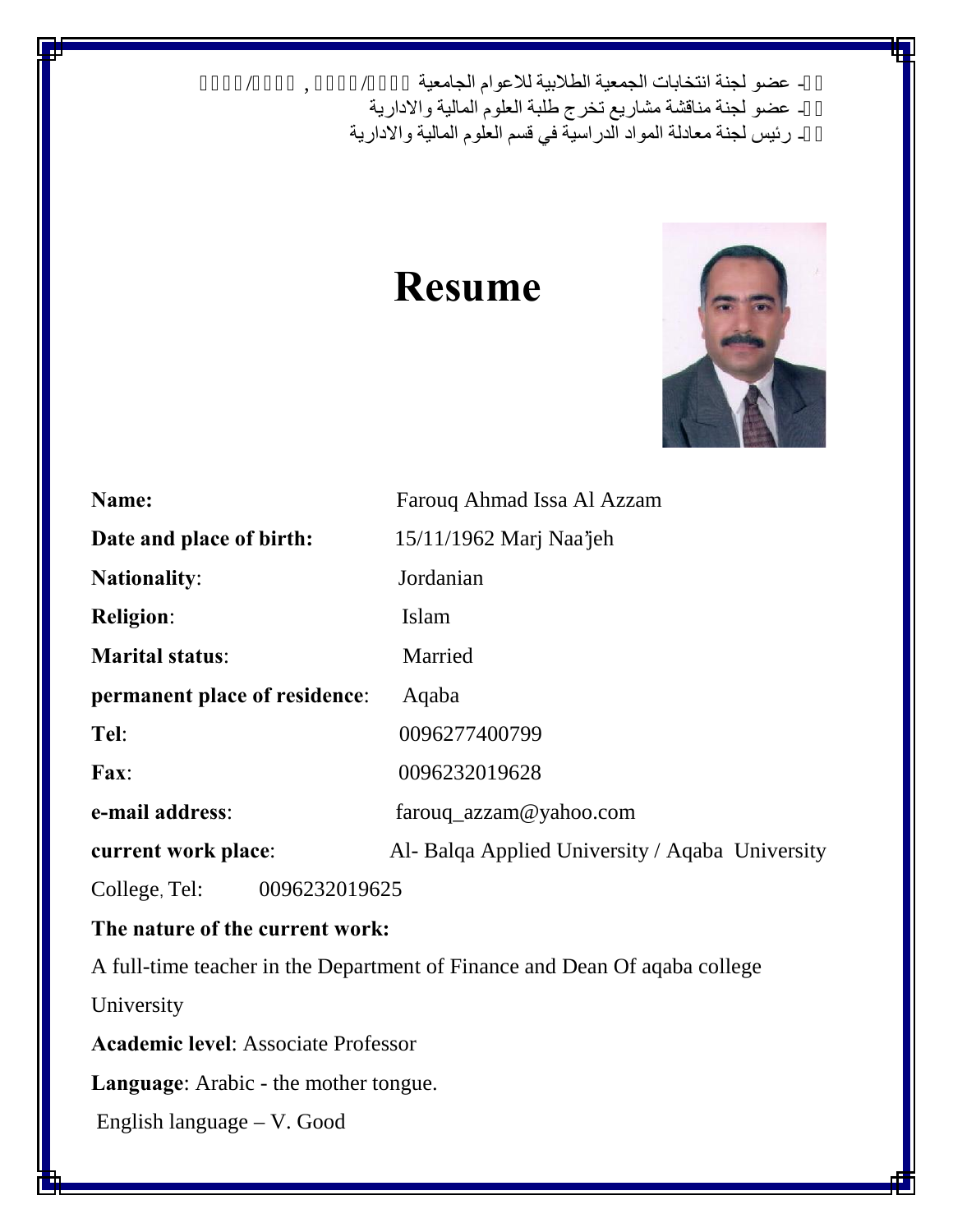- عضو لجنة انتخابات الجمعية الطلابية للاعوام الجامعية / , /
- عضو لجنة مناقشة مشاريع تخرج طلبة العلوم المالية والادارية
- رئيس لجنة معادلة المواد الدراسية في قسم العلوم المالية والادارية

# Resume

**Name:** Farouq Ahmad Issa Al Azzam

**Date and place of birth:** 15/11/1962 Marj Naa'jeh

**Nationality**: Jordanian

**Religion**: Islam

**Marital status**: Married

**permanent place of residence**: Aqaba

**Tel**: 0096277400799

**Fax**: 0096232019628

**e-mail address**: farouq_azzam@yahoo.com

**current work place**: Al- Balqa Applied University / Aqaba University College, Tel: 0096232019625

**The nature of the current work:**

A full-time teacher in the Department of Finance and Dean Of aqaba college University

**Academic level**: Associate Professor

**Language**: Arabic - the mother tongue.

English language – V. Good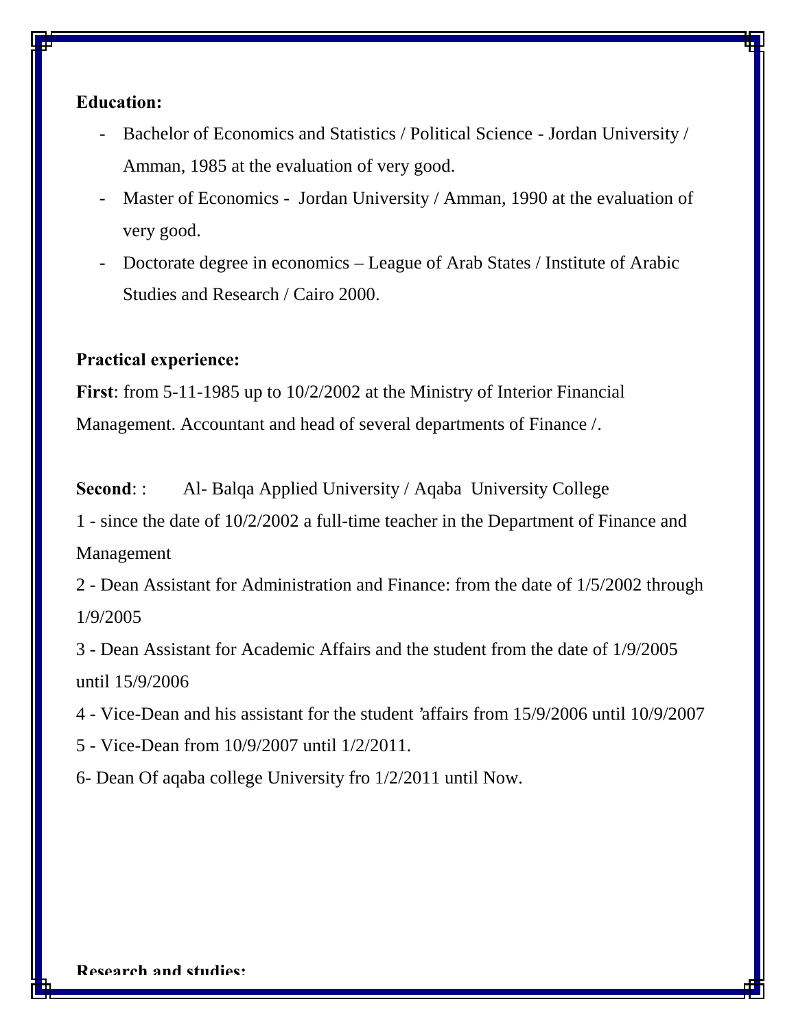**Education:**

- Bachelor of Economics and Statistics / Political Science - Jordan University / Amman, 1985 at the evaluation of very good.
- Master of Economics - Jordan University / Amman, 1990 at the evaluation of very good.
- Doctorate degree in economics – League of Arab States / Institute of Arabic Studies and Research / Cairo 2000.

**Practical experience:**

**First**: from 5-11-1985 up to 10/2/2002 at the Ministry of Interior Financial Management. Accountant and head of several departments of Finance /.

**Second**: : Al- Balqa Applied University / Aqaba University College

1 - since the date of 10/2/2002 a full-time teacher in the Department of Finance and Management

2 - Dean Assistant for Administration and Finance: from the date of 1/5/2002 through 1/9/2005

3 - Dean Assistant for Academic Affairs and the student from the date of 1/9/2005 until 15/9/2006

4 - Vice-Dean and his assistant for the student 'affairs from 15/9/2006 until 10/9/2007

5 - Vice-Dean from 10/9/2007 until 1/2/2011.

6- Dean Of aqaba college University fro 1/2/2011 until Now.

**Research and studies:**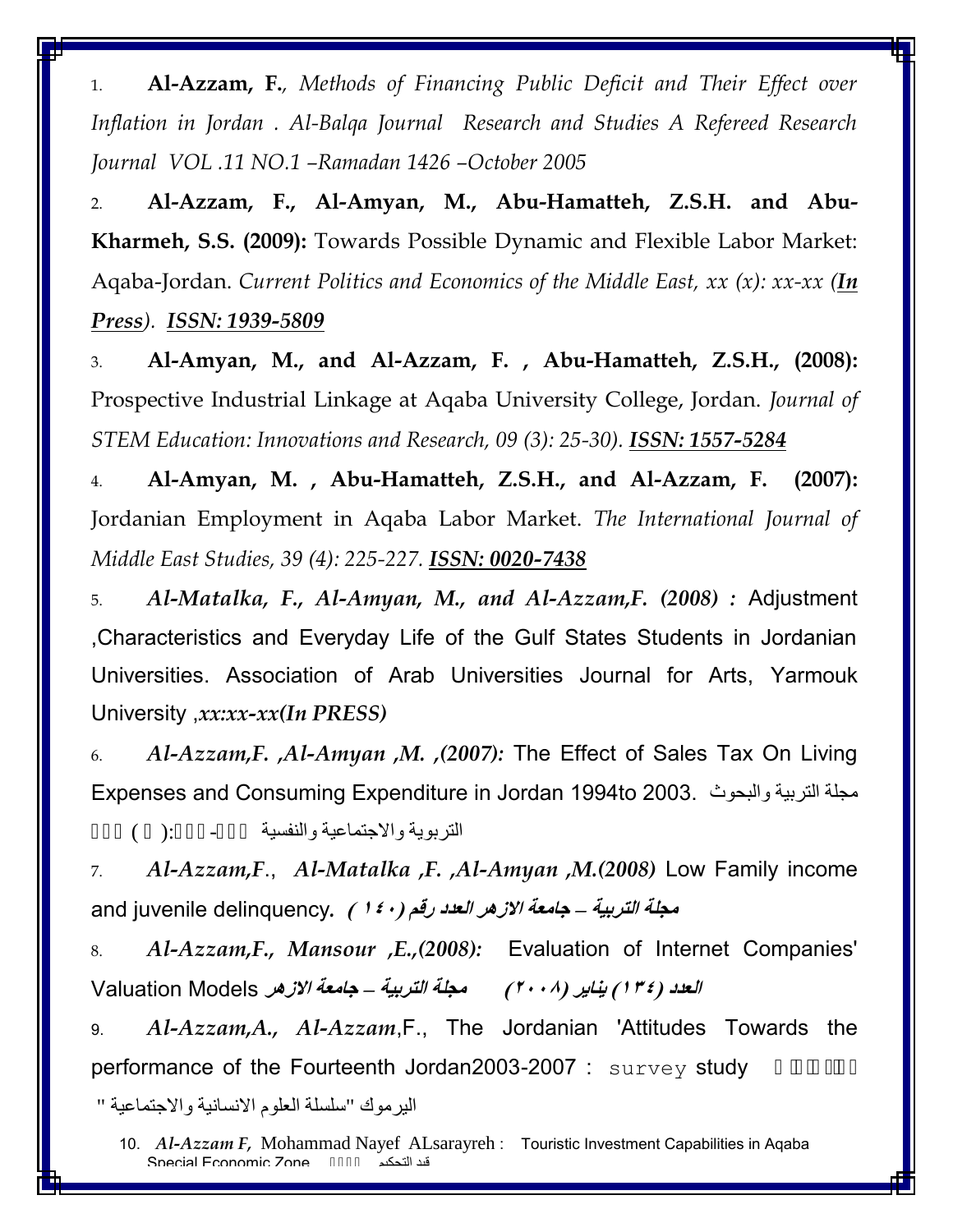1. **Al-Azzam, F.**, *Methods of Financing Public Deficit and Their Effect over Inflation in Jordan . Al-Balqa Journal Research and Studies A Refereed Research Journal VOL .11 NO.1 –Ramadan 1426 –October 2005*

2. **Al-Azzam, F., Al-Amyan, M., Abu-Hamatteh, Z.S.H. and Abu-Kharmeh, S.S. (2009):** Towards Possible Dynamic and Flexible Labor Market: Aqaba-Jordan. *Current Politics and Economics of the Middle East, xx (x): xx-xx (**In Press**). **ISSN: 1939-5809***

3. **Al-Amyan, M., and Al-Azzam, F. , Abu-Hamatteh, Z.S.H., (2008):** Prospective Industrial Linkage at Aqaba University College, Jordan. *Journal of STEM Education: Innovations and Research, 09 (3): 25-30). **ISSN: 1557-5284***

4. **Al-Amyan, M. , Abu-Hamatteh, Z.S.H., and Al-Azzam, F. (2007):** Jordanian Employment in Aqaba Labor Market. *The International Journal of Middle East Studies, 39 (4): 225-227. **ISSN: 0020-7438***

5. ***Al-Matalka, F., Al-Amyan, M., and Al-Azzam,F. (2008) :*** Adjustment ,Characteristics and Everyday Life of the Gulf States Students in Jordanian Universities. Association of Arab Universities Journal for Arts, Yarmouk University ,***xx:xx-xx(In PRESS)***

6. ***Al-Azzam,F. ,Al-Amyan ,M. ,(2007):*** The Effect of Sales Tax On Living Expenses and Consuming Expenditure in Jordan 1994to 2003. مجلة التربية والبحوث التربوية والاجتماعية والنفسية

7. ***Al-Azzam,F.***, ***Al-Matalka ,F. ,Al-Amyan ,M.(2008)*** Low Family income and juvenile delinquency. ***مجلة التربية – جامعة الازهر العدد رقم (١٤٠ )***

8. ***Al-Azzam,F., Mansour ,E.,(2008):*** Evaluation of Internet Companies' Valuation Models ***مجلة التربية – جامعة الازهر العدد (١٣٤) يناير (٢٠٠٨)***

9. ***Al-Azzam,A., Al-Azzam***,F., The Jordanian 'Attitudes Towards the performance of the Fourteenth Jordan2003-2007 : survey study اليرموك "سلسلة العلوم الانسانية والاجتماعية "

10. ***Al-Azzam F,*** Mohammad Nayef ALsarayreh : Touristic Investment Capabilities in Aqaba Special Economic Zone قيد التحكيم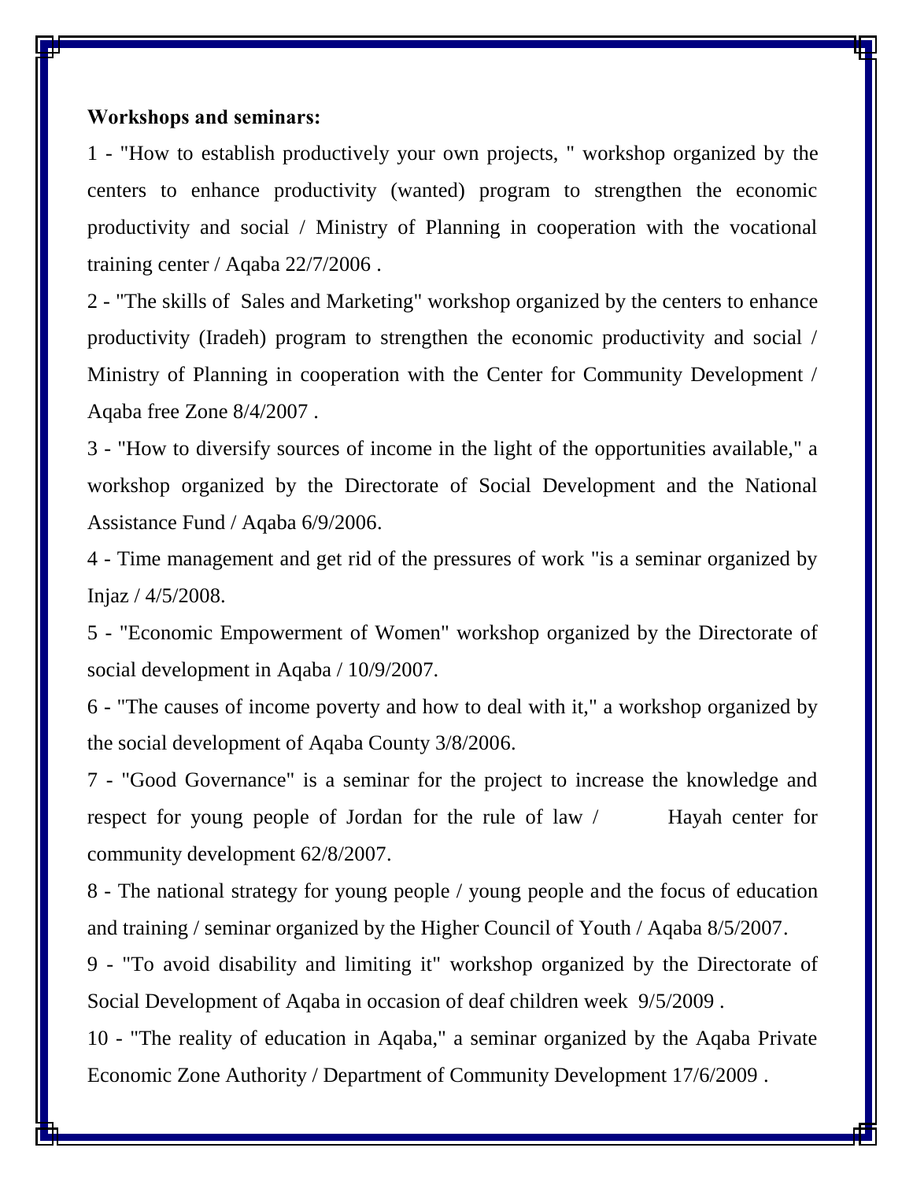**Workshops and seminars:**

1 - "How to establish productively your own projects, " workshop organized by the centers to enhance productivity (wanted) program to strengthen the economic productivity and social / Ministry of Planning in cooperation with the vocational training center / Aqaba 22/7/2006 .

2 - "The skills of Sales and Marketing" workshop organized by the centers to enhance productivity (Iradeh) program to strengthen the economic productivity and social / Ministry of Planning in cooperation with the Center for Community Development / Aqaba free Zone 8/4/2007 .

3 - "How to diversify sources of income in the light of the opportunities available," a workshop organized by the Directorate of Social Development and the National Assistance Fund / Aqaba 6/9/2006.

4 - Time management and get rid of the pressures of work "is a seminar organized by Injaz / 4/5/2008.

5 - "Economic Empowerment of Women" workshop organized by the Directorate of social development in Aqaba / 10/9/2007.

6 - "The causes of income poverty and how to deal with it," a workshop organized by the social development of Aqaba County 3/8/2006.

7 - "Good Governance" is a seminar for the project to increase the knowledge and respect for young people of Jordan for the rule of law / Hayah center for community development 62/8/2007.

8 - The national strategy for young people / young people and the focus of education and training / seminar organized by the Higher Council of Youth / Aqaba 8/5/2007.

9 - "To avoid disability and limiting it" workshop organized by the Directorate of Social Development of Aqaba in occasion of deaf children week 9/5/2009 .

10 - "The reality of education in Aqaba," a seminar organized by the Aqaba Private Economic Zone Authority / Department of Community Development 17/6/2009 .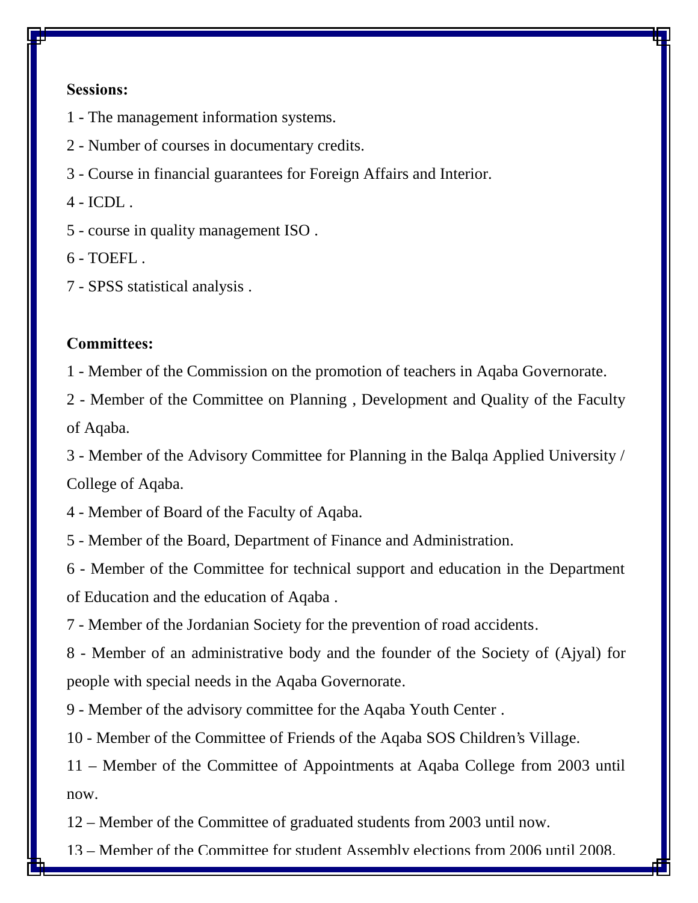**Sessions:**

1 - The management information systems.

2 - Number of courses in documentary credits.

3 - Course in financial guarantees for Foreign Affairs and Interior.

4 - ICDL .

5 - course in quality management ISO .

6 - TOEFL .

7 - SPSS statistical analysis .

**Committees:**

1 - Member of the Commission on the promotion of teachers in Aqaba Governorate.

2 - Member of the Committee on Planning , Development and Quality of the Faculty of Aqaba.

3 - Member of the Advisory Committee for Planning in the Balqa Applied University / College of Aqaba.

4 - Member of Board of the Faculty of Aqaba.

5 - Member of the Board, Department of Finance and Administration.

6 - Member of the Committee for technical support and education in the Department of Education and the education of Aqaba .

7 - Member of the Jordanian Society for the prevention of road accidents.

8 - Member of an administrative body and the founder of the Society of (Ajyal) for people with special needs in the Aqaba Governorate.

9 - Member of the advisory committee for the Aqaba Youth Center .

10 - Member of the Committee of Friends of the Aqaba SOS Children's Village.

11 – Member of the Committee of Appointments at Aqaba College from 2003 until now.

12 – Member of the Committee of graduated students from 2003 until now.

13 – Member of the Committee for student Assembly elections from 2006 until 2008.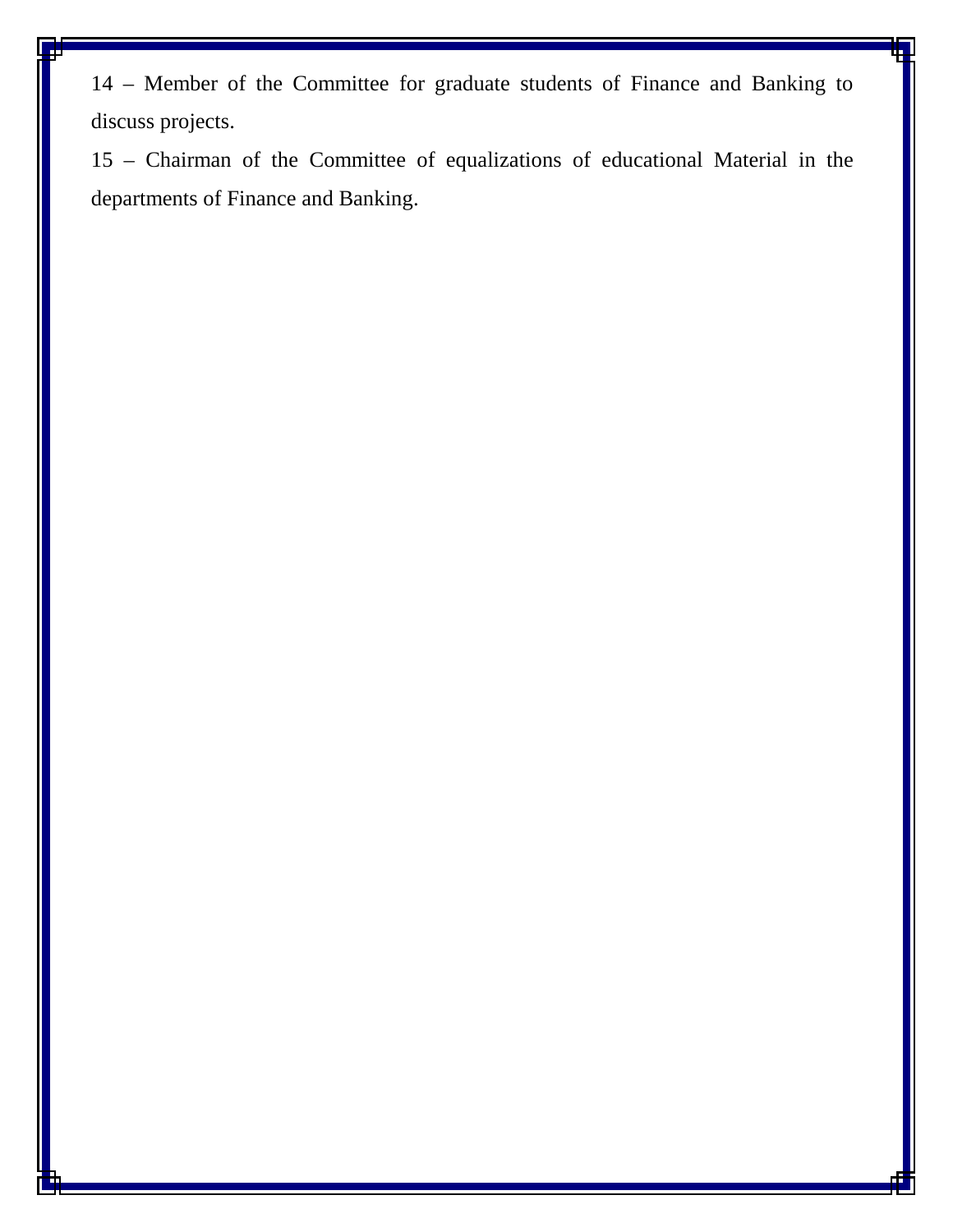14 – Member of the Committee for graduate students of Finance and Banking to discuss projects.

15 – Chairman of the Committee of equalizations of educational Material in the departments of Finance and Banking.